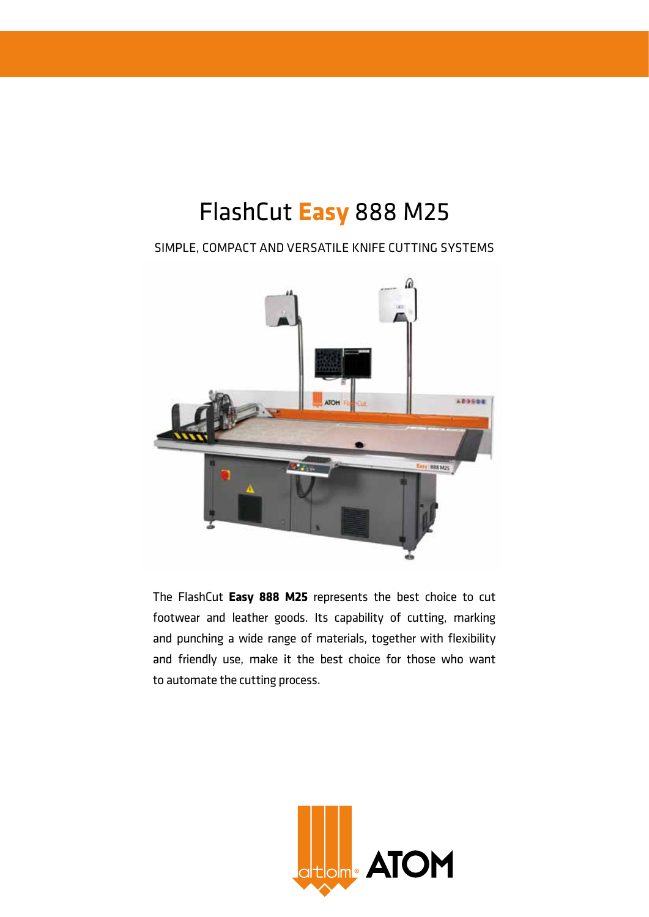# FlashCut **Easy** 888 M25

SIMPLE, COMPACT AND VERSATILE KNIFE CUTTING SYSTEMS

The FlashCut **Easy 888 M25** represents the best choice to cut footwear and leather goods. Its capability of cutting, marking and punching a wide range of materials, together with flexibility and friendly use, make it the best choice for those who want to automate the cutting process.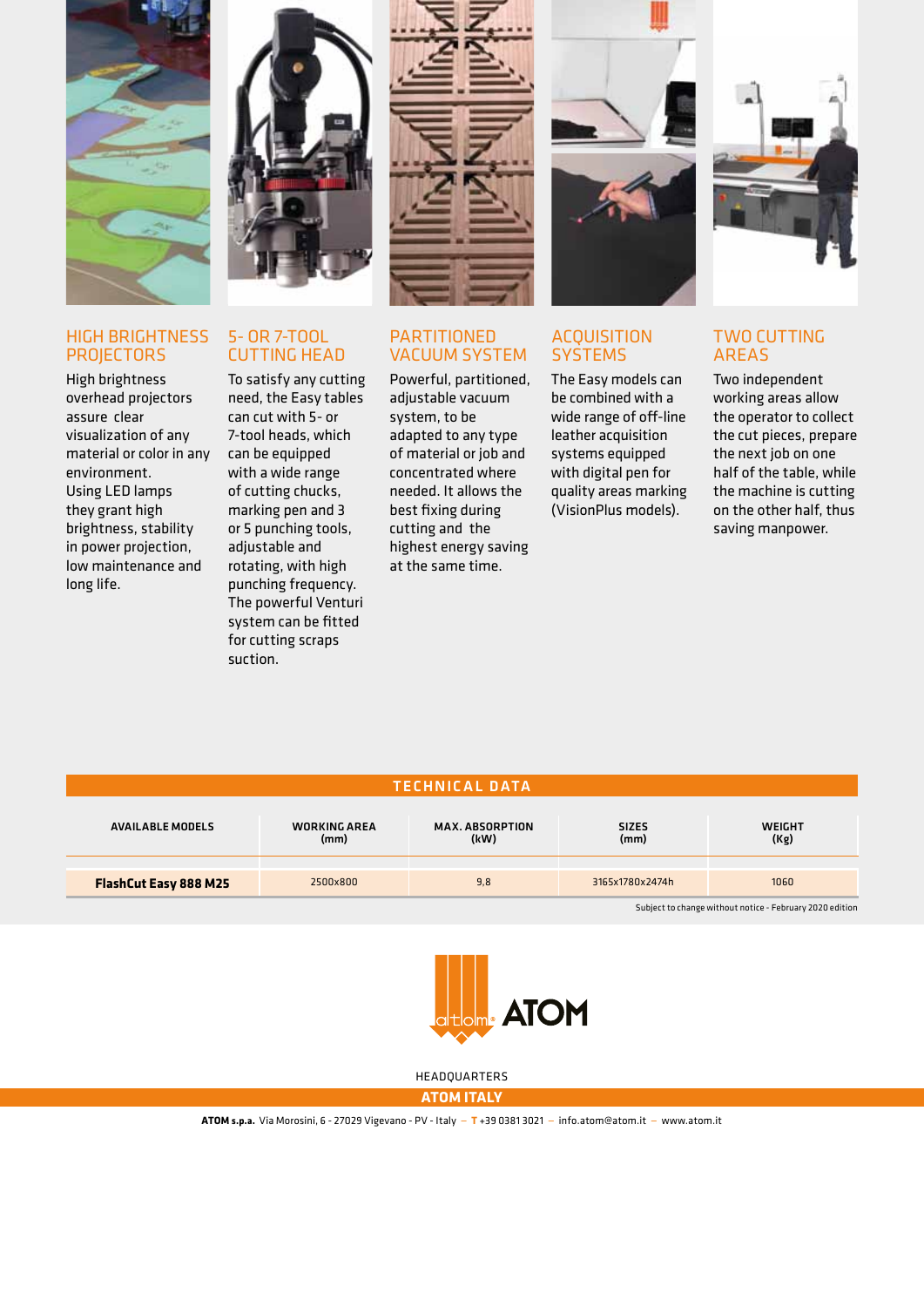## HIGH BRIGHTNESS PROJECTORS

High brightness overhead projectors assure clear visualization of any material or color in any environment.
Using LED lamps they grant high brightness, stability in power projection, low maintenance and long life.

## 5- OR 7-TOOL CUTTING HEAD

To satisfy any cutting need, the Easy tables can cut with 5- or 7-tool heads, which can be equipped with a wide range of cutting chucks, marking pen and 3 or 5 punching tools, adjustable and rotating, with high punching frequency. The powerful Venturi system can be fitted for cutting scraps suction.

## PARTITIONED VACUUM SYSTEM

Powerful, partitioned, adjustable vacuum system, to be adapted to any type of material or job and concentrated where needed. It allows the best fixing during cutting and the highest energy saving at the same time.

## ACQUISITION SYSTEMS

The Easy models can be combined with a wide range of off-line leather acquisition systems equipped with digital pen for quality areas marking (VisionPlus models).

## TWO CUTTING AREAS

Two independent working areas allow the operator to collect the cut pieces, prepare the next job on one half of the table, while the machine is cutting on the other half, thus saving manpower.

## TECHNICAL DATA

| AVAILABLE MODELS | WORKING AREA (mm) | MAX. ABSORPTION (kW) | SIZES (mm) | WEIGHT (Kg) |
|---|---|---|---|---|
| **FlashCut Easy 888 M25** | 2500x800 | 9,8 | 3165x1780x2474h | 1060 |

Subject to change without notice - February 2020 edition

atom® ATOM

HEADQUARTERS

**ATOM ITALY**

**ATOM s.p.a.** Via Morosini, 6 - 27029 Vigevano - PV - Italy – **T** +39 0381 3021 – info.atom@atom.it – www.atom.it